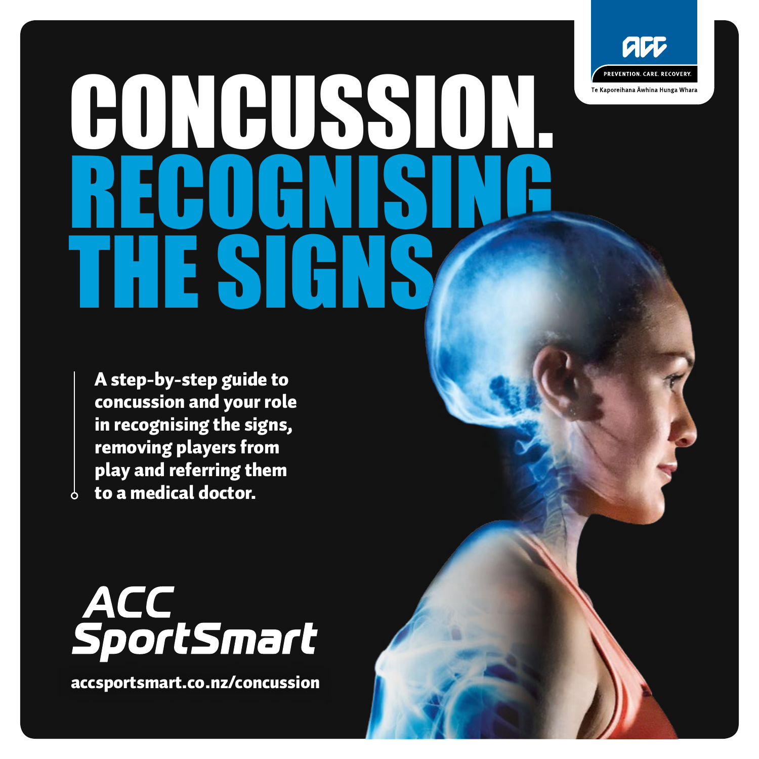# CONCUSSION. RECOGNISING THE SIGNS

PREVENTION. CARE. RECOVERY.

Te Kaporeihana Āwhina Hunga Whara

**A step-by-step guide to concussion and your role in recognising the signs, removing players from play and referring them to a medical doctor.**

ACC SportSmart

accsportsmart.co.nz/concussion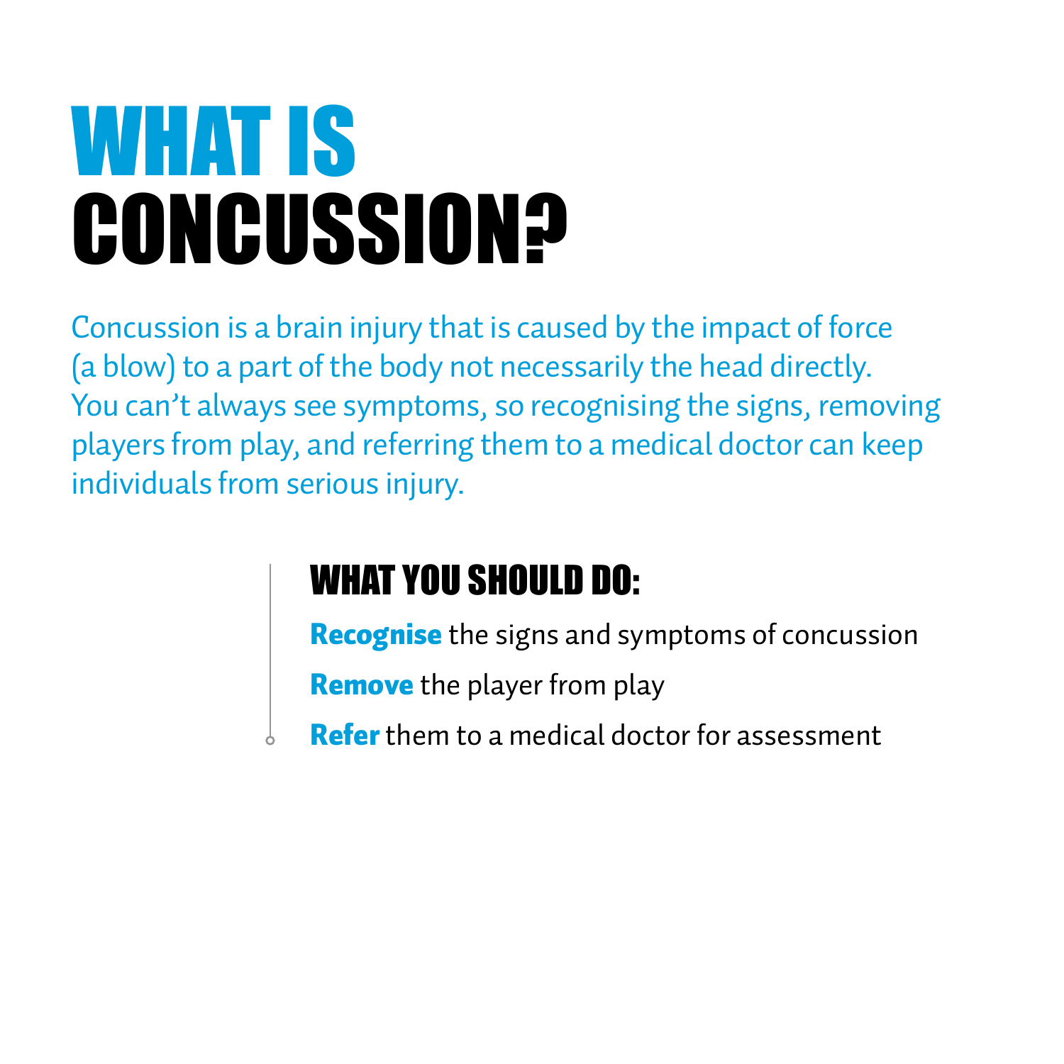# WHAT IS CONCUSSION?

Concussion is a brain injury that is caused by the impact of force (a blow) to a part of the body not necessarily the head directly. You can't always see symptoms, so recognising the signs, removing players from play, and referring them to a medical doctor can keep individuals from serious injury.

## WHAT YOU SHOULD DO:

**Recognise** the signs and symptoms of concussion

**Remove** the player from play

**Refer** them to a medical doctor for assessment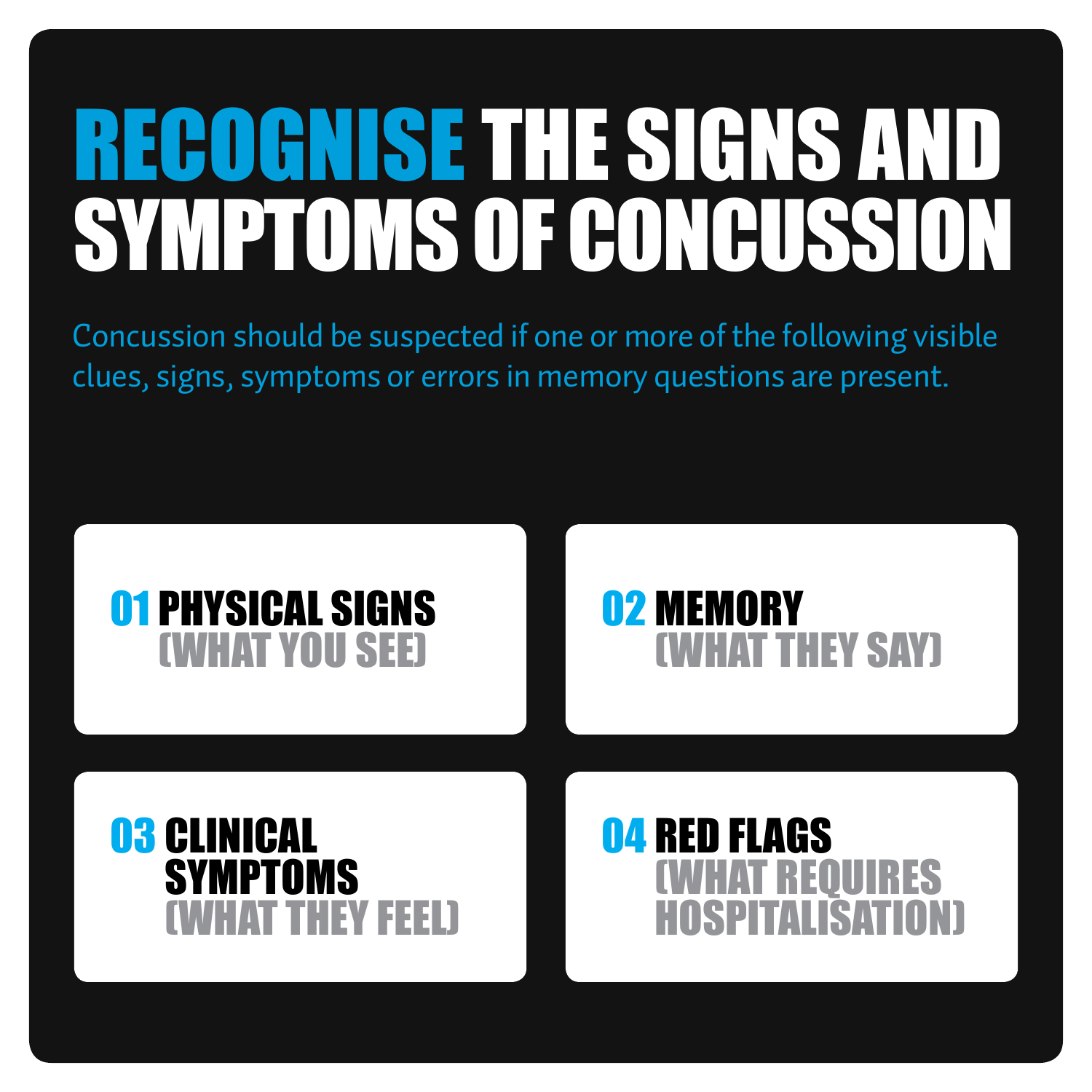# RECOGNISE THE SIGNS AND SYMPTOMS OF CONCUSSION

Concussion should be suspected if one or more of the following visible clues, signs, symptoms or errors in memory questions are present.

### 01 PHYSICAL SIGNS (WHAT YOU SEE)

### 02 MEMORY (WHAT THEY SAY)

### 03 CLINICAL SYMPTOMS (WHAT THEY FEEL)

### 04 RED FLAGS (WHAT REQUIRES HOSPITALISATION)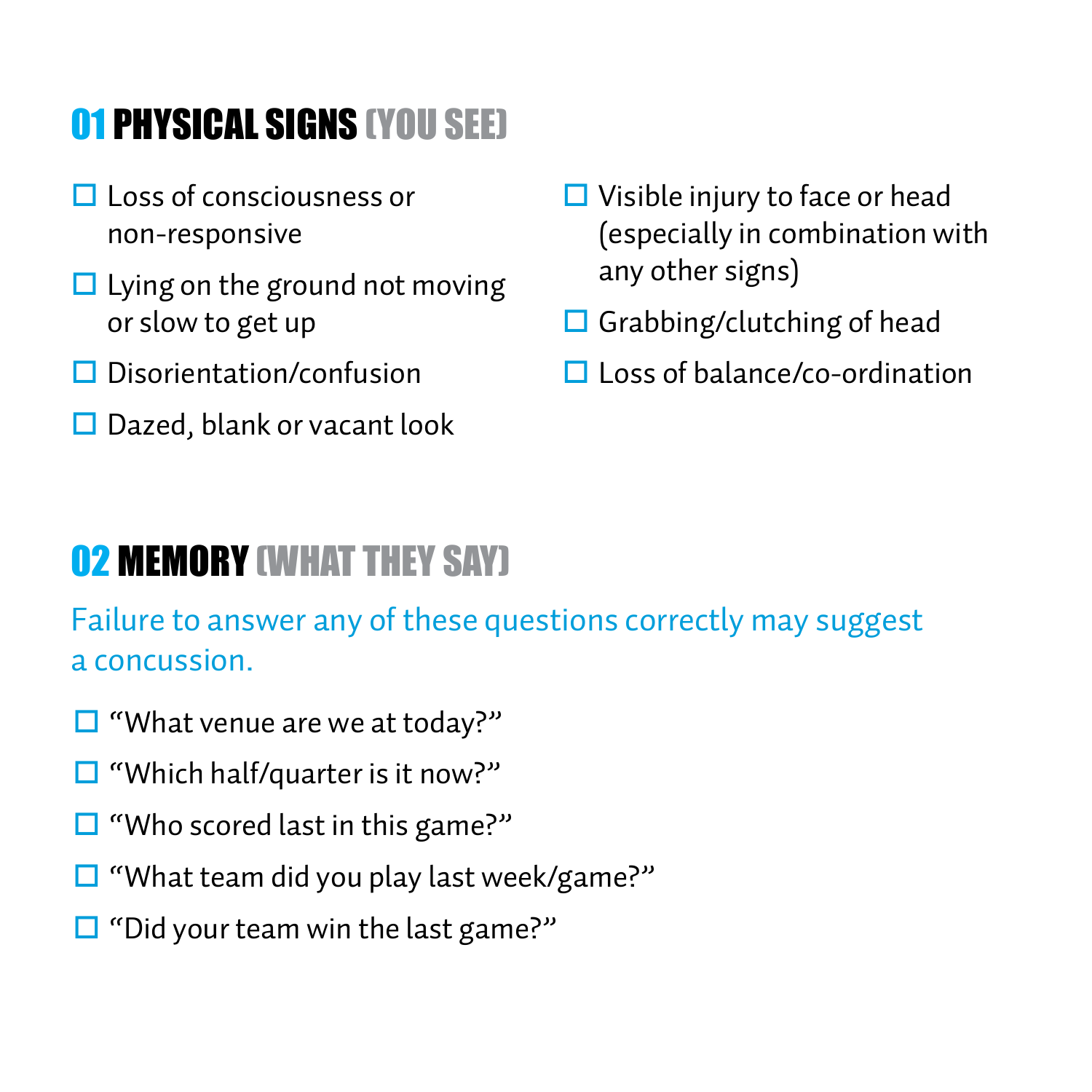## 01 PHYSICAL SIGNS (YOU SEE)

- ☐ Loss of consciousness or non-responsive
- ☐ Lying on the ground not moving or slow to get up
- ☐ Disorientation/confusion
- ☐ Dazed, blank or vacant look
- ☐ Visible injury to face or head (especially in combination with any other signs)
- ☐ Grabbing/clutching of head
- ☐ Loss of balance/co-ordination

## 02 MEMORY (WHAT THEY SAY)

Failure to answer any of these questions correctly may suggest a concussion.

- ☐ "What venue are we at today?"
- ☐ "Which half/quarter is it now?"
- ☐ "Who scored last in this game?"
- ☐ "What team did you play last week/game?"
- ☐ "Did your team win the last game?"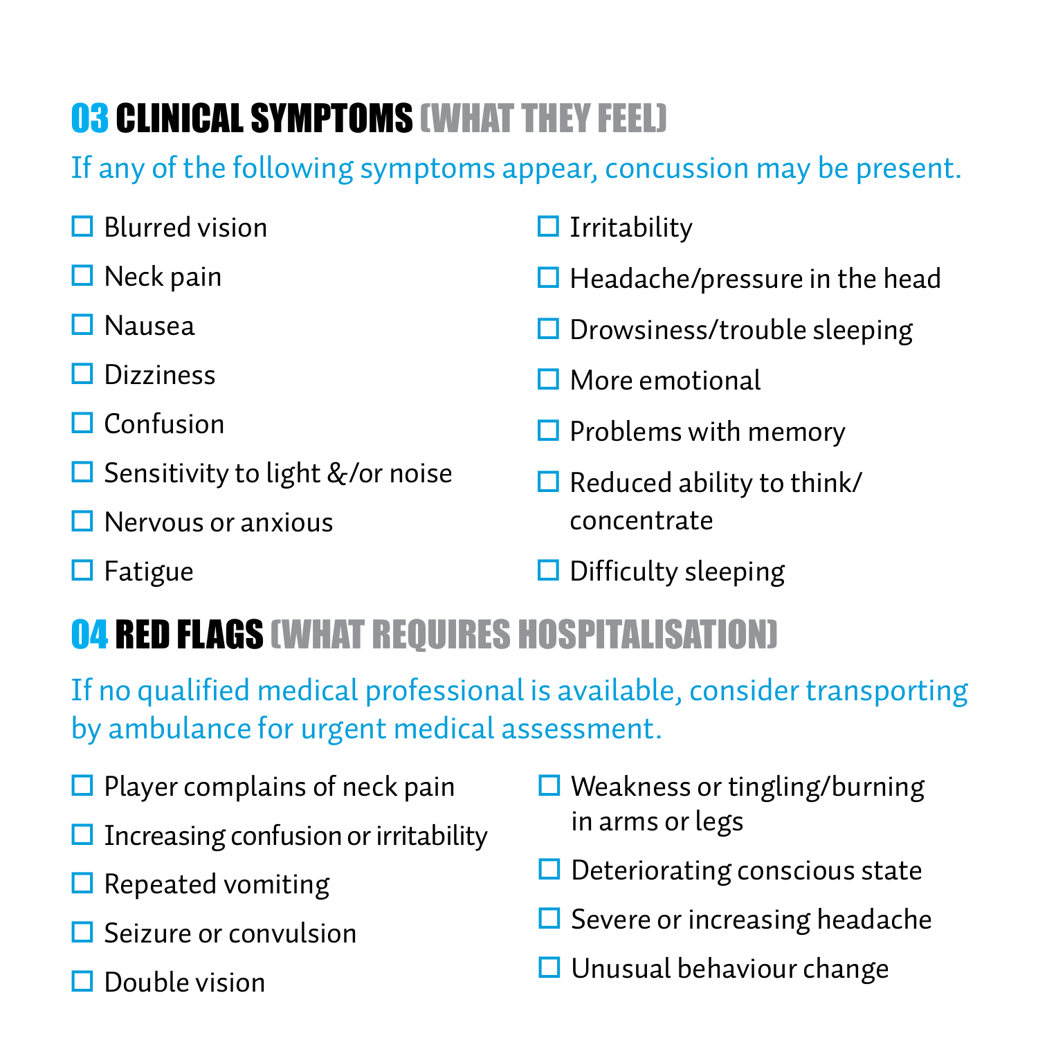## 03 CLINICAL SYMPTOMS (WHAT THEY FEEL)

If any of the following symptoms appear, concussion may be present.

- ☐ Blurred vision
- ☐ Neck pain
- ☐ Nausea
- ☐ Dizziness
- ☐ Confusion
- ☐ Sensitivity to light &/or noise
- ☐ Nervous or anxious
- ☐ Fatigue
- ☐ Irritability
- ☐ Headache/pressure in the head
- ☐ Drowsiness/trouble sleeping
- ☐ More emotional
- ☐ Problems with memory
- ☐ Reduced ability to think/ concentrate
- ☐ Difficulty sleeping

## 04 RED FLAGS (WHAT REQUIRES HOSPITALISATION)

If no qualified medical professional is available, consider transporting by ambulance for urgent medical assessment.

- ☐ Player complains of neck pain
- ☐ Increasing confusion or irritability
- ☐ Repeated vomiting
- ☐ Seizure or convulsion
- ☐ Double vision
- ☐ Weakness or tingling/burning in arms or legs
- ☐ Deteriorating conscious state
- ☐ Severe or increasing headache
- ☐ Unusual behaviour change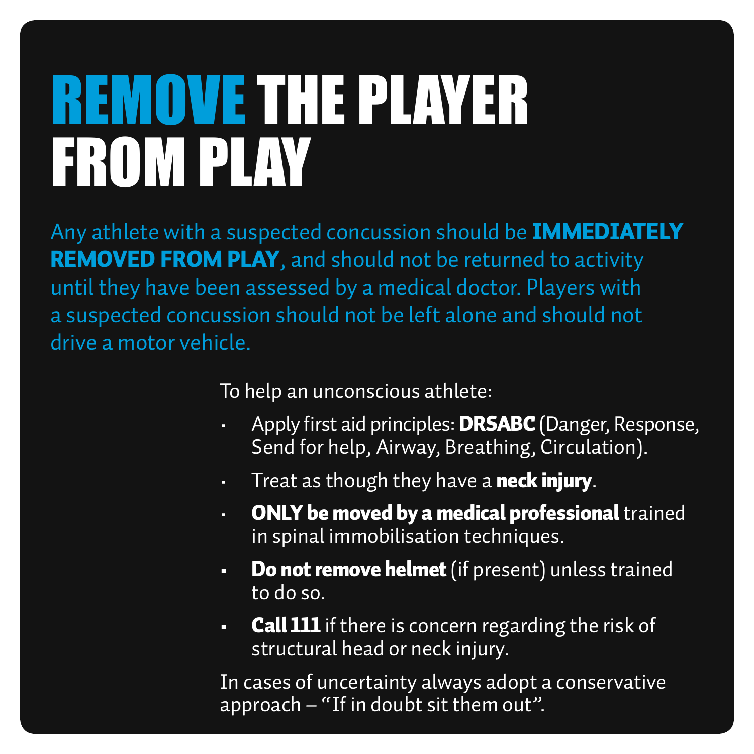# REMOVE THE PLAYER FROM PLAY

Any athlete with a suspected concussion should be **IMMEDIATELY REMOVED FROM PLAY**, and should not be returned to activity until they have been assessed by a medical doctor. Players with a suspected concussion should not be left alone and should not drive a motor vehicle.

To help an unconscious athlete:

- Apply first aid principles: **DRSABC** (Danger, Response, Send for help, Airway, Breathing, Circulation).
- Treat as though they have a **neck injury**.
- **ONLY be moved by a medical professional** trained in spinal immobilisation techniques.
- **Do not remove helmet** (if present) unless trained to do so.
- **Call 111** if there is concern regarding the risk of structural head or neck injury.

In cases of uncertainty always adopt a conservative approach – "If in doubt sit them out".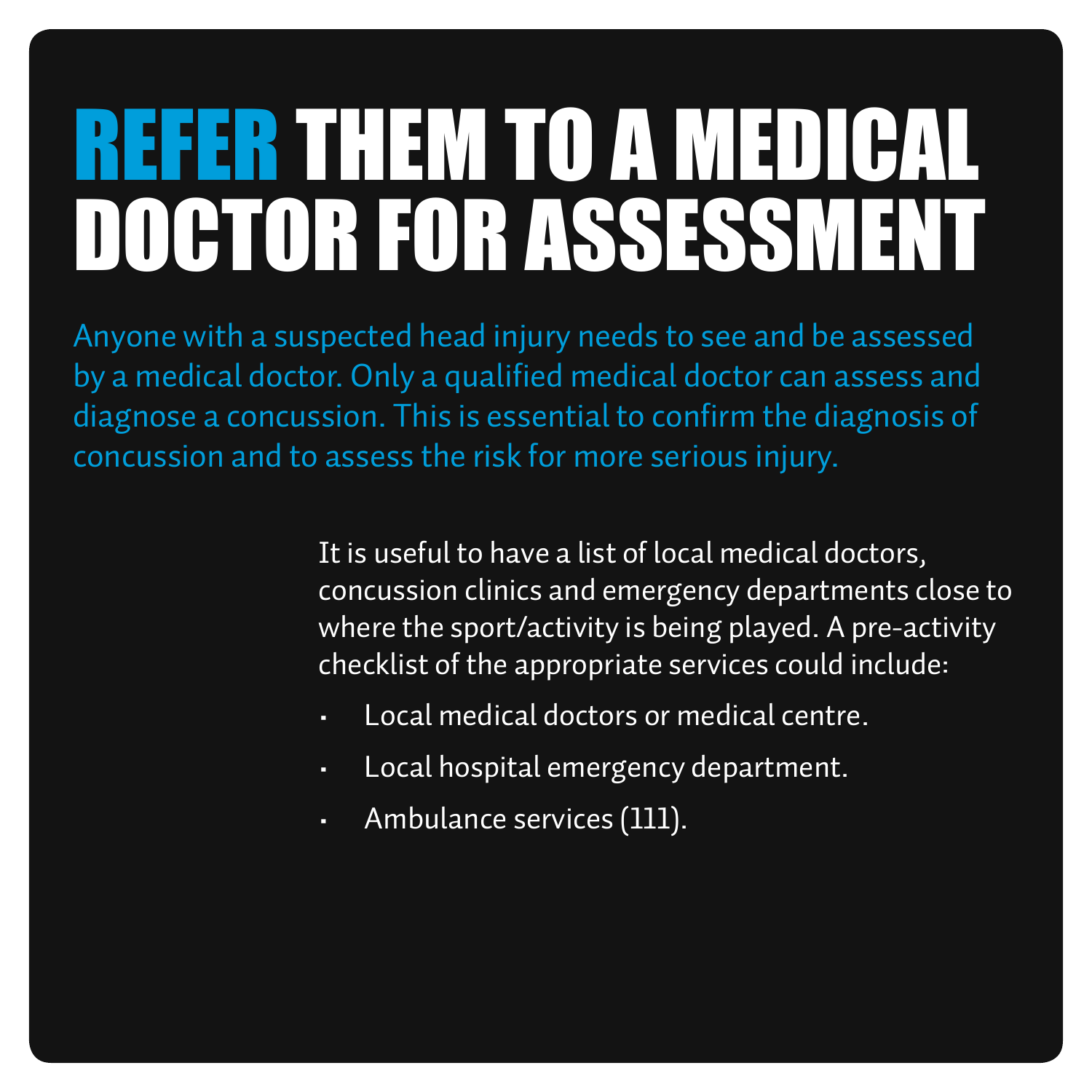# REFER THEM TO A MEDICAL DOCTOR FOR ASSESSMENT

Anyone with a suspected head injury needs to see and be assessed by a medical doctor. Only a qualified medical doctor can assess and diagnose a concussion. This is essential to confirm the diagnosis of concussion and to assess the risk for more serious injury.

It is useful to have a list of local medical doctors, concussion clinics and emergency departments close to where the sport/activity is being played. A pre-activity checklist of the appropriate services could include:

- Local medical doctors or medical centre.
- Local hospital emergency department.
- Ambulance services (111).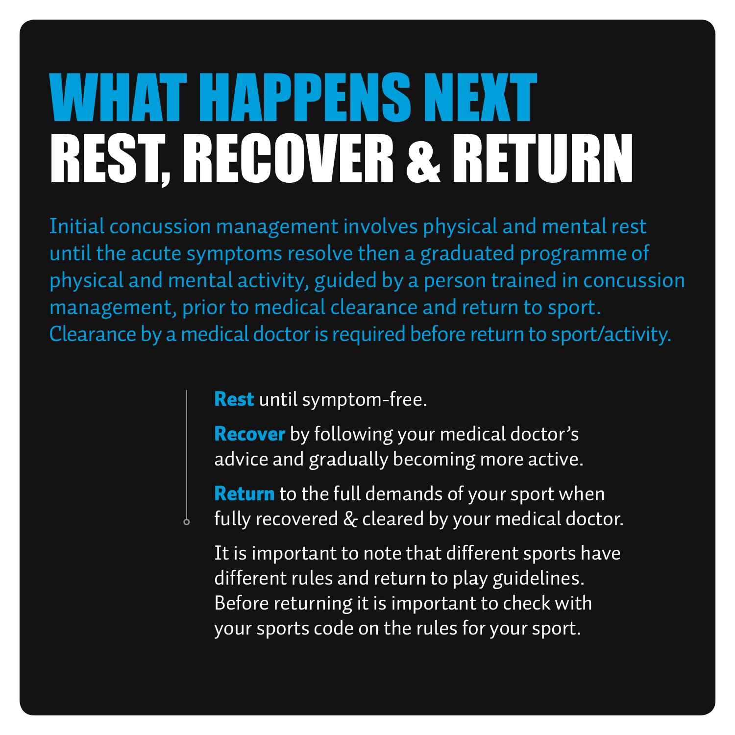# WHAT HAPPENS NEXT

# REST, RECOVER & RETURN

Initial concussion management involves physical and mental rest until the acute symptoms resolve then a graduated programme of physical and mental activity, guided by a person trained in concussion management, prior to medical clearance and return to sport. Clearance by a medical doctor is required before return to sport/activity.

**Rest** until symptom-free.

**Recover** by following your medical doctor's advice and gradually becoming more active.

**Return** to the full demands of your sport when fully recovered & cleared by your medical doctor.

It is important to note that different sports have different rules and return to play guidelines. Before returning it is important to check with your sports code on the rules for your sport.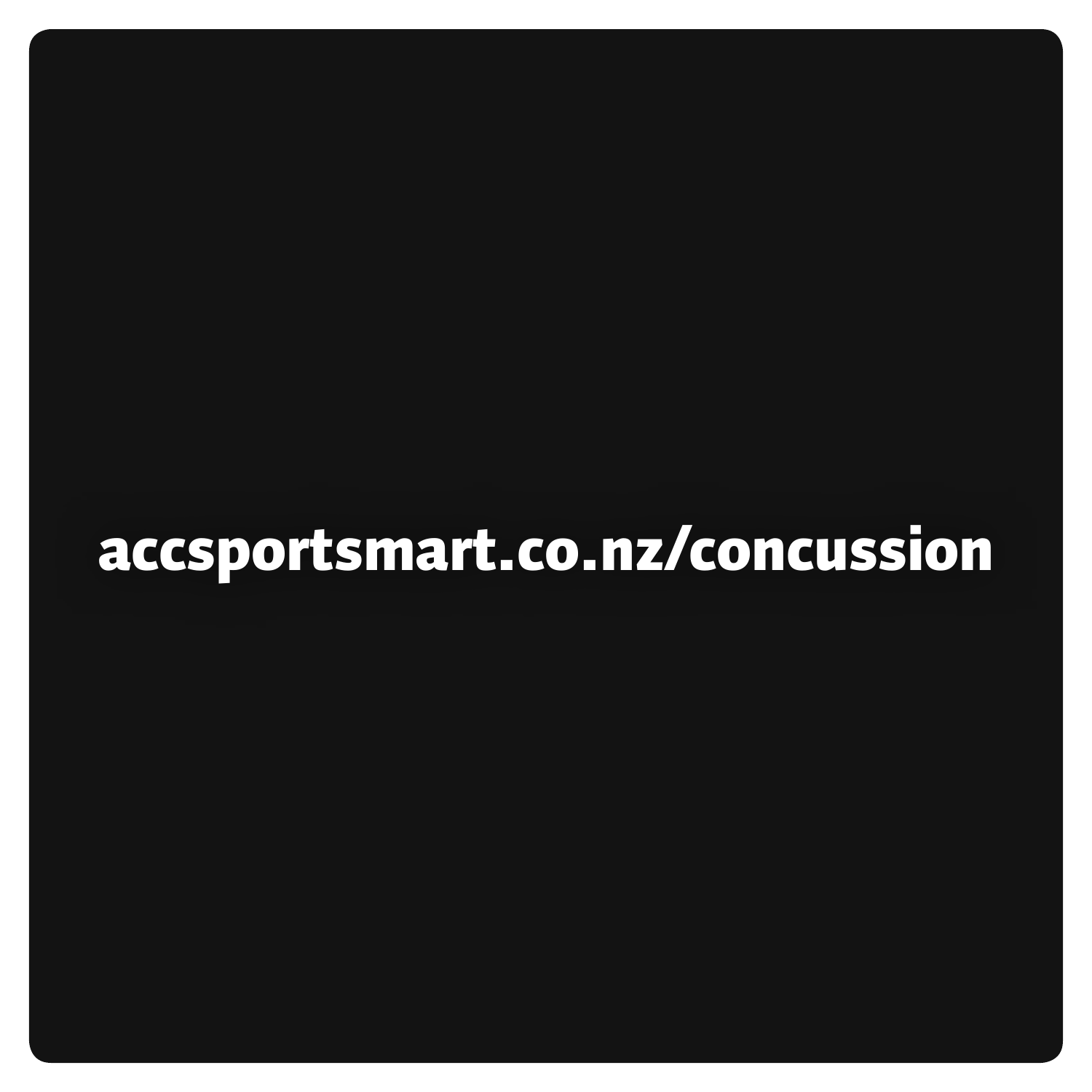**accsportsmart.co.nz/concussion**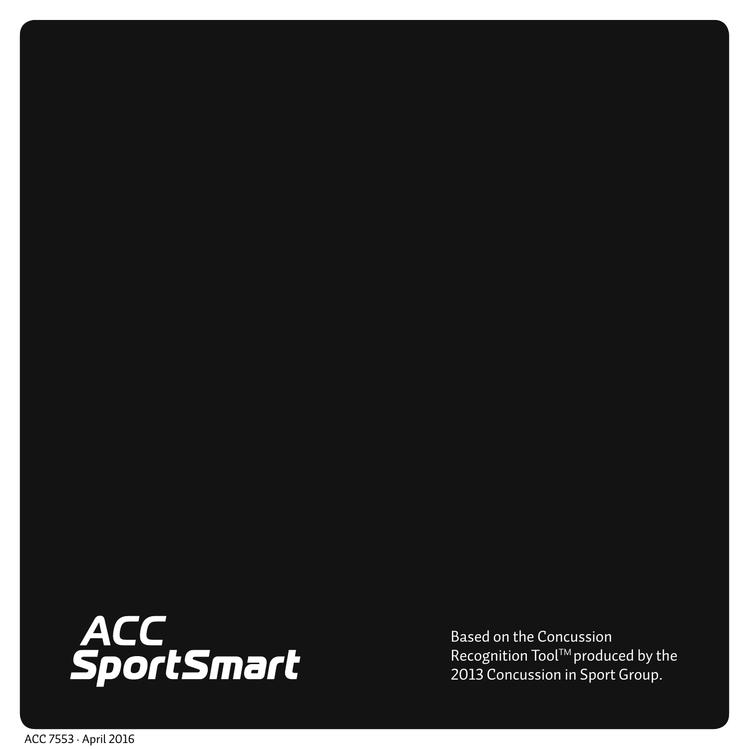ACC SportSmart

Based on the Concussion Recognition Tool$^{TM}$ produced by the 2013 Concussion in Sport Group.

ACC 7553 · April 2016